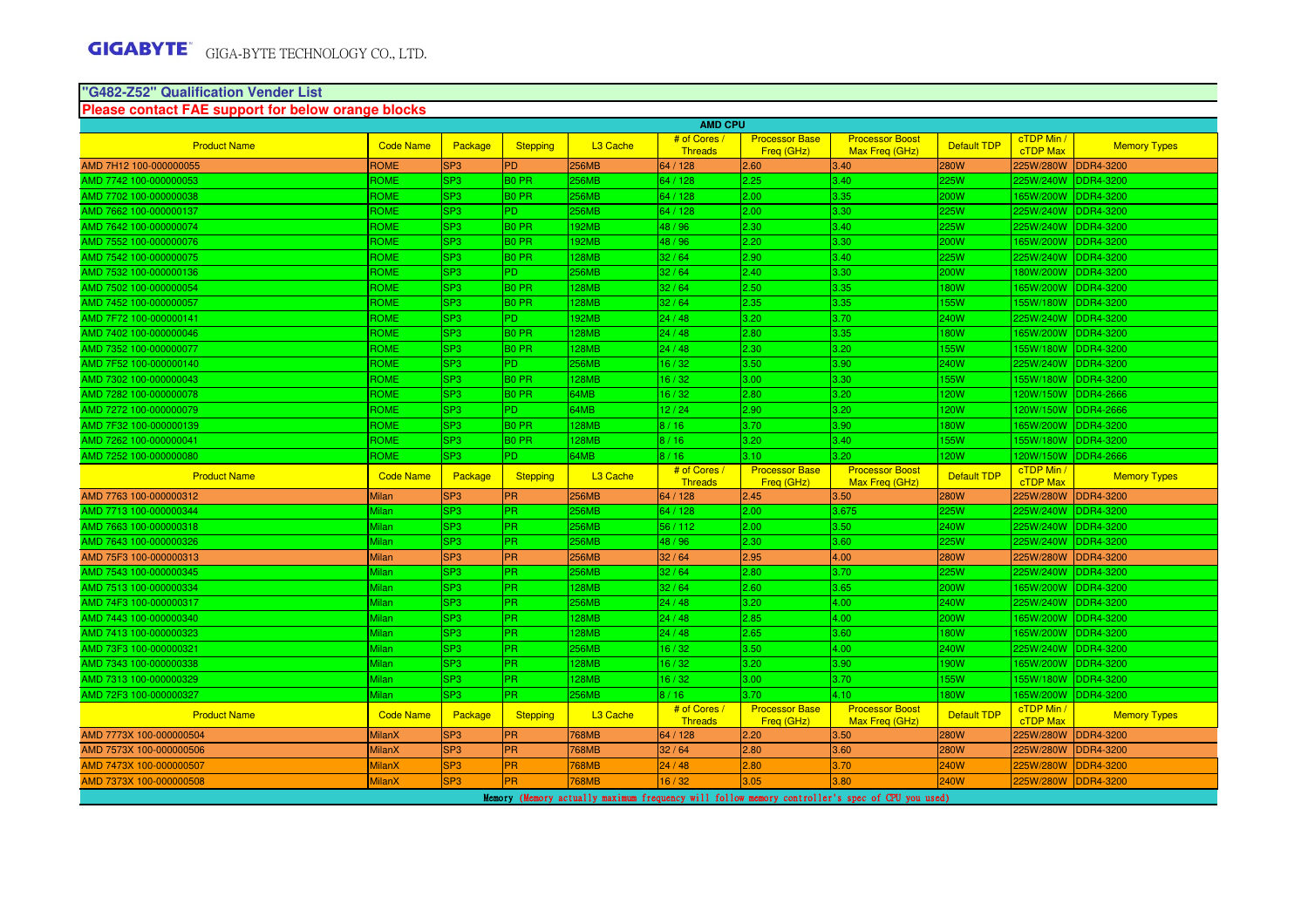**"G482-Z52" Qualification Vender List**

**Please contact FAE support for below orange blocks**

| AMD CPU | | | | | | | | | | |
|---|---|---|---|---|---|---|---|---|---|---|
| Product Name | Code Name | Package | Stepping | L3 Cache | # of Cores / Threads | Processor Base Freq (GHz) | Processor Boost Max Freq (GHz) | Default TDP | cTDP Min / cTDP Max | Memory Types |
| AMD 7H12 100-000000055 | ROME | SP3 | PD | 256MB | 64 / 128 | 2.60 | 3.40 | 280W | 225W/280W | DDR4-3200 |
| AMD 7742 100-000000053 | ROME | SP3 | B0 PR | 256MB | 64 / 128 | 2.25 | 3.40 | 225W | 225W/240W | DDR4-3200 |
| AMD 7702 100-000000038 | ROME | SP3 | B0 PR | 256MB | 64 / 128 | 2.00 | 3.35 | 200W | 165W/200W | DDR4-3200 |
| AMD 7662 100-000000137 | ROME | SP3 | PD | 256MB | 64 / 128 | 2.00 | 3.30 | 225W | 225W/240W | DDR4-3200 |
| AMD 7642 100-000000074 | ROME | SP3 | B0 PR | 192MB | 48 / 96 | 2.30 | 3.40 | 225W | 225W/240W | DDR4-3200 |
| AMD 7552 100-000000076 | ROME | SP3 | B0 PR | 192MB | 48 / 96 | 2.20 | 3.30 | 200W | 165W/200W | DDR4-3200 |
| AMD 7542 100-000000075 | ROME | SP3 | B0 PR | 128MB | 32 / 64 | 2.90 | 3.40 | 225W | 225W/240W | DDR4-3200 |
| AMD 7532 100-000000136 | ROME | SP3 | PD | 256MB | 32 / 64 | 2.40 | 3.30 | 200W | 180W/200W | DDR4-3200 |
| AMD 7502 100-000000054 | ROME | SP3 | B0 PR | 128MB | 32 / 64 | 2.50 | 3.35 | 180W | 165W/200W | DDR4-3200 |
| AMD 7452 100-000000057 | ROME | SP3 | B0 PR | 128MB | 32 / 64 | 2.35 | 3.35 | 155W | 155W/180W | DDR4-3200 |
| AMD 7F72 100-000000141 | ROME | SP3 | PD | 192MB | 24 / 48 | 3.20 | 3.70 | 240W | 225W/240W | DDR4-3200 |
| AMD 7402 100-000000046 | ROME | SP3 | B0 PR | 128MB | 24 / 48 | 2.80 | 3.35 | 180W | 165W/200W | DDR4-3200 |
| AMD 7352 100-000000077 | ROME | SP3 | B0 PR | 128MB | 24 / 48 | 2.30 | 3.20 | 155W | 155W/180W | DDR4-3200 |
| AMD 7F52 100-000000140 | ROME | SP3 | PD | 256MB | 16 / 32 | 3.50 | 3.90 | 240W | 225W/240W | DDR4-3200 |
| AMD 7302 100-000000043 | ROME | SP3 | B0 PR | 128MB | 16 / 32 | 3.00 | 3.30 | 155W | 155W/180W | DDR4-3200 |
| AMD 7282 100-000000078 | ROME | SP3 | B0 PR | 64MB | 16 / 32 | 2.80 | 3.20 | 120W | 120W/150W | DDR4-2666 |
| AMD 7272 100-000000079 | ROME | SP3 | PD | 64MB | 12 / 24 | 2.90 | 3.20 | 120W | 120W/150W | DDR4-2666 |
| AMD 7F32 100-000000139 | ROME | SP3 | B0 PR | 128MB | 8 / 16 | 3.70 | 3.90 | 180W | 165W/200W | DDR4-3200 |
| AMD 7262 100-000000041 | ROME | SP3 | B0 PR | 128MB | 8 / 16 | 3.20 | 3.40 | 155W | 155W/180W | DDR4-3200 |
| AMD 7252 100-000000080 | ROME | SP3 | PD | 64MB | 8 / 16 | 3.10 | 3.20 | 120W | 120W/150W | DDR4-2666 |
| Product Name | Code Name | Package | Stepping | L3 Cache | # of Cores / Threads | Processor Base Freq (GHz) | Processor Boost Max Freq (GHz) | Default TDP | cTDP Min / cTDP Max | Memory Types |
| AMD 7763 100-000000312 | Milan | SP3 | PR | 256MB | 64 / 128 | 2.45 | 3.50 | 280W | 225W/280W | DDR4-3200 |
| AMD 7713 100-000000344 | Milan | SP3 | PR | 256MB | 64 / 128 | 2.00 | 3.675 | 225W | 225W/240W | DDR4-3200 |
| AMD 7663 100-000000318 | Milan | SP3 | PR | 256MB | 56 / 112 | 2.00 | 3.50 | 240W | 225W/240W | DDR4-3200 |
| AMD 7643 100-000000326 | Milan | SP3 | PR | 256MB | 48 / 96 | 2.30 | 3.60 | 225W | 225W/240W | DDR4-3200 |
| AMD 75F3 100-000000313 | Milan | SP3 | PR | 256MB | 32 / 64 | 2.95 | 4.00 | 280W | 225W/280W | DDR4-3200 |
| AMD 7543 100-000000345 | Milan | SP3 | PR | 256MB | 32 / 64 | 2.80 | 3.70 | 225W | 225W/240W | DDR4-3200 |
| AMD 7513 100-000000334 | Milan | SP3 | PR | 128MB | 32 / 64 | 2.60 | 3.65 | 200W | 165W/200W | DDR4-3200 |
| AMD 74F3 100-000000317 | Milan | SP3 | PR | 256MB | 24 / 48 | 3.20 | 4.00 | 240W | 225W/240W | DDR4-3200 |
| AMD 7443 100-000000340 | Milan | SP3 | PR | 128MB | 24 / 48 | 2.85 | 4.00 | 200W | 165W/200W | DDR4-3200 |
| AMD 7413 100-000000323 | Milan | SP3 | PR | 128MB | 24 / 48 | 2.65 | 3.60 | 180W | 165W/200W | DDR4-3200 |
| AMD 73F3 100-000000321 | Milan | SP3 | PR | 256MB | 16 / 32 | 3.50 | 4.00 | 240W | 225W/240W | DDR4-3200 |
| AMD 7343 100-000000338 | Milan | SP3 | PR | 128MB | 16 / 32 | 3.20 | 3.90 | 190W | 165W/200W | DDR4-3200 |
| AMD 7313 100-000000329 | Milan | SP3 | PR | 128MB | 16 / 32 | 3.00 | 3.70 | 155W | 155W/180W | DDR4-3200 |
| AMD 72F3 100-000000327 | Milan | SP3 | PR | 256MB | 8 / 16 | 3.70 | 4.10 | 180W | 165W/200W | DDR4-3200 |
| Product Name | Code Name | Package | Stepping | L3 Cache | # of Cores / Threads | Processor Base Freq (GHz) | Processor Boost Max Freq (GHz) | Default TDP | cTDP Min / cTDP Max | Memory Types |
| AMD 7773X 100-000000504 | MilanX | SP3 | PR | 768MB | 64 / 128 | 2.20 | 3.50 | 280W | 225W/280W | DDR4-3200 |
| AMD 7573X 100-000000506 | MilanX | SP3 | PR | 768MB | 32 / 64 | 2.80 | 3.60 | 280W | 225W/280W | DDR4-3200 |
| AMD 7473X 100-000000507 | MilanX | SP3 | PR | 768MB | 24 / 48 | 2.80 | 3.70 | 240W | 225W/280W | DDR4-3200 |
| AMD 7373X 100-000000508 | MilanX | SP3 | PR | 768MB | 16 / 32 | 3.05 | 3.80 | 240W | 225W/280W | DDR4-3200 |

Memory (Memory actually maximum frequency will follow memory controller's spec of CPU you used)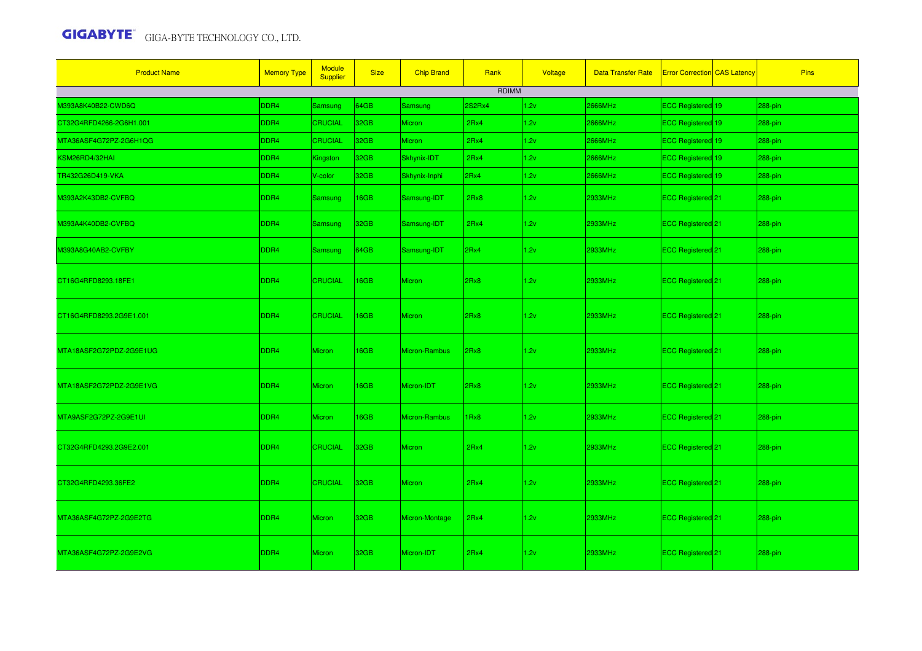| Product Name | Memory Type | Module Supplier | Size | Chip Brand | Rank | Voltage | Data Transfer Rate | Error Correction | CAS Latency | Pins |
|---|---|---|---|---|---|---|---|---|---|---|
| | | | | | RDIMM | | | | | |
| M393A8K40B22-CWD6Q | DDR4 | Samsung | 64GB | Samsung | 2S2Rx4 | 1.2v | 2666MHz | ECC Registered | 19 | 288-pin |
| CT32G4RFD4266-2G6H1.001 | DDR4 | CRUCIAL | 32GB | Micron | 2Rx4 | 1.2v | 2666MHz | ECC Registered | 19 | 288-pin |
| MTA36ASF4G72PZ-2G6H1QG | DDR4 | CRUCIAL | 32GB | Micron | 2Rx4 | 1.2v | 2666MHz | ECC Registered | 19 | 288-pin |
| KSM26RD4/32HAI | DDR4 | Kingston | 32GB | Skhynix-IDT | 2Rx4 | 1.2v | 2666MHz | ECC Registered | 19 | 288-pin |
| TR432G26D419-VKA | DDR4 | V-color | 32GB | Skhynix-Inphi | 2Rx4 | 1.2v | 2666MHz | ECC Registered | 19 | 288-pin |
| M393A2K43DB2-CVFBQ | DDR4 | Samsung | 16GB | Samsung-IDT | 2Rx8 | 1.2v | 2933MHz | ECC Registered | 21 | 288-pin |
| M393A4K40DB2-CVFBQ | DDR4 | Samsung | 32GB | Samsung-IDT | 2Rx4 | 1.2v | 2933MHz | ECC Registered | 21 | 288-pin |
| M393A8G40AB2-CVFBY | DDR4 | Samsung | 64GB | Samsung-IDT | 2Rx4 | 1.2v | 2933MHz | ECC Registered | 21 | 288-pin |
| CT16G4RFD8293.18FE1 | DDR4 | CRUCIAL | 16GB | Micron | 2Rx8 | 1.2v | 2933MHz | ECC Registered | 21 | 288-pin |
| CT16G4RFD8293.2G9E1.001 | DDR4 | CRUCIAL | 16GB | Micron | 2Rx8 | 1.2v | 2933MHz | ECC Registered | 21 | 288-pin |
| MTA18ASF2G72PDZ-2G9E1UG | DDR4 | Micron | 16GB | Micron-Rambus | 2Rx8 | 1.2v | 2933MHz | ECC Registered | 21 | 288-pin |
| MTA18ASF2G72PDZ-2G9E1VG | DDR4 | Micron | 16GB | Micron-IDT | 2Rx8 | 1.2v | 2933MHz | ECC Registered | 21 | 288-pin |
| MTA9ASF2G72PZ-2G9E1UI | DDR4 | Micron | 16GB | Micron-Rambus | 1Rx8 | 1.2v | 2933MHz | ECC Registered | 21 | 288-pin |
| CT32G4RFD4293.2G9E2.001 | DDR4 | CRUCIAL | 32GB | Micron | 2Rx4 | 1.2v | 2933MHz | ECC Registered | 21 | 288-pin |
| CT32G4RFD4293.36FE2 | DDR4 | CRUCIAL | 32GB | Micron | 2Rx4 | 1.2v | 2933MHz | ECC Registered | 21 | 288-pin |
| MTA36ASF4G72PZ-2G9E2TG | DDR4 | Micron | 32GB | Micron-Montage | 2Rx4 | 1.2v | 2933MHz | ECC Registered | 21 | 288-pin |
| MTA36ASF4G72PZ-2G9E2VG | DDR4 | Micron | 32GB | Micron-IDT | 2Rx4 | 1.2v | 2933MHz | ECC Registered | 21 | 288-pin |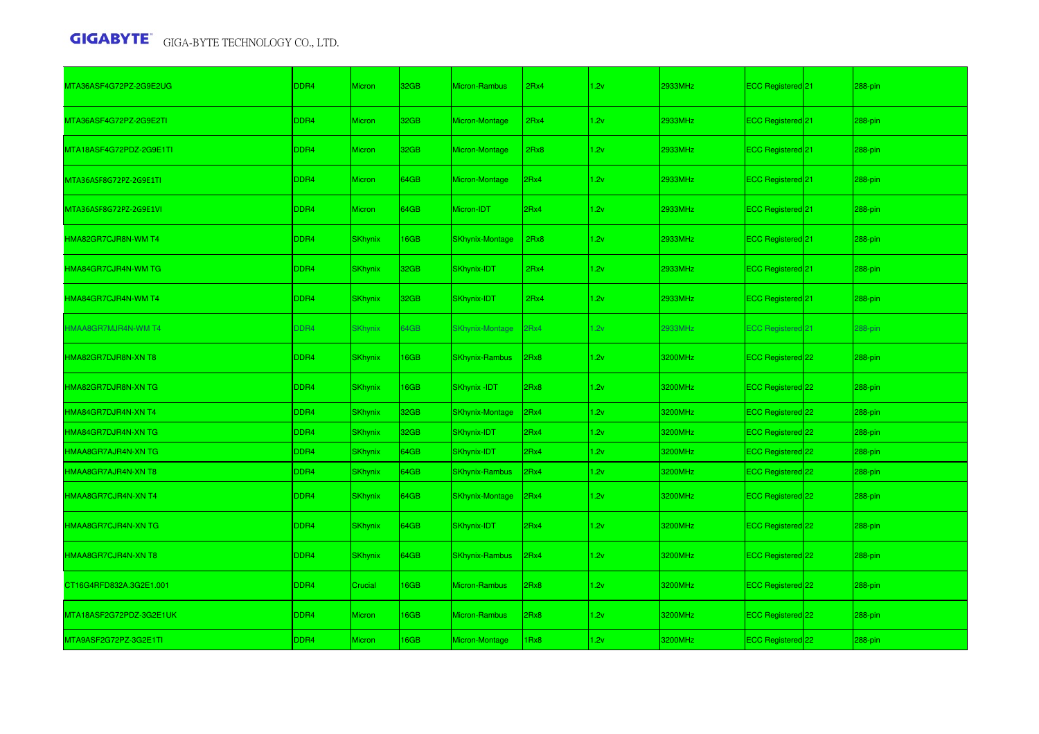| | | | | | | | | | | |
|---|---|---|---|---|---|---|---|---|---|---|
| MTA36ASF4G72PZ-2G9E2UG | DDR4 | Micron | 32GB | Micron-Rambus | 2Rx4 | 1.2v | 2933MHz | ECC Registered | 21 | 288-pin |
| MTA36ASF4G72PZ-2G9E2TI | DDR4 | Micron | 32GB | Micron-Montage | 2Rx4 | 1.2v | 2933MHz | ECC Registered | 21 | 288-pin |
| MTA18ASF4G72PDZ-2G9E1TI | DDR4 | Micron | 32GB | Micron-Montage | 2Rx8 | 1.2v | 2933MHz | ECC Registered | 21 | 288-pin |
| MTA36ASF8G72PZ-2G9E1TI | DDR4 | Micron | 64GB | Micron-Montage | 2Rx4 | 1.2v | 2933MHz | ECC Registered | 21 | 288-pin |
| MTA36ASF8G72PZ-2G9E1VI | DDR4 | Micron | 64GB | Micron-IDT | 2Rx4 | 1.2v | 2933MHz | ECC Registered | 21 | 288-pin |
| HMA82GR7CJR8N-WM T4 | DDR4 | SKhynix | 16GB | SKhynix-Montage | 2Rx8 | 1.2v | 2933MHz | ECC Registered | 21 | 288-pin |
| HMA84GR7CJR4N-WM TG | DDR4 | SKhynix | 32GB | SKhynix-IDT | 2Rx4 | 1.2v | 2933MHz | ECC Registered | 21 | 288-pin |
| HMA84GR7CJR4N-WM T4 | DDR4 | SKhynix | 32GB | SKhynix-IDT | 2Rx4 | 1.2v | 2933MHz | ECC Registered | 21 | 288-pin |
| HMAA8GR7MJR4N-WM T4 | DDR4 | SKhynix | 64GB | SKhynix-Montage | 2Rx4 | 1.2v | 2933MHz | ECC Registered | 21 | 288-pin |
| HMA82GR7DJR8N-XN T8 | DDR4 | SKhynix | 16GB | SKhynix-Rambus | 2Rx8 | 1.2v | 3200MHz | ECC Registered | 22 | 288-pin |
| HMA82GR7DJR8N-XN TG | DDR4 | SKhynix | 16GB | SKhynix -IDT | 2Rx8 | 1.2v | 3200MHz | ECC Registered | 22 | 288-pin |
| HMA84GR7DJR4N-XN T4 | DDR4 | SKhynix | 32GB | SKhynix-Montage | 2Rx4 | 1.2v | 3200MHz | ECC Registered | 22 | 288-pin |
| HMA84GR7DJR4N-XN TG | DDR4 | SKhynix | 32GB | SKhynix-IDT | 2Rx4 | 1.2v | 3200MHz | ECC Registered | 22 | 288-pin |
| HMAA8GR7AJR4N-XN TG | DDR4 | SKhynix | 64GB | SKhynix-IDT | 2Rx4 | 1.2v | 3200MHz | ECC Registered | 22 | 288-pin |
| HMAA8GR7AJR4N-XN T8 | DDR4 | SKhynix | 64GB | SKhynix-Rambus | 2Rx4 | 1.2v | 3200MHz | ECC Registered | 22 | 288-pin |
| HMAA8GR7CJR4N-XN T4 | DDR4 | SKhynix | 64GB | SKhynix-Montage | 2Rx4 | 1.2v | 3200MHz | ECC Registered | 22 | 288-pin |
| HMAA8GR7CJR4N-XN TG | DDR4 | SKhynix | 64GB | SKhynix-IDT | 2Rx4 | 1.2v | 3200MHz | ECC Registered | 22 | 288-pin |
| HMAA8GR7CJR4N-XN T8 | DDR4 | SKhynix | 64GB | SKhynix-Rambus | 2Rx4 | 1.2v | 3200MHz | ECC Registered | 22 | 288-pin |
| CT16G4RFD832A.3G2E1.001 | DDR4 | Crucial | 16GB | Micron-Rambus | 2Rx8 | 1.2v | 3200MHz | ECC Registered | 22 | 288-pin |
| MTA18ASF2G72PDZ-3G2E1UK | DDR4 | Micron | 16GB | Micron-Rambus | 2Rx8 | 1.2v | 3200MHz | ECC Registered | 22 | 288-pin |
| MTA9ASF2G72PZ-3G2E1TI | DDR4 | Micron | 16GB | Micron-Montage | 1Rx8 | 1.2v | 3200MHz | ECC Registered | 22 | 288-pin |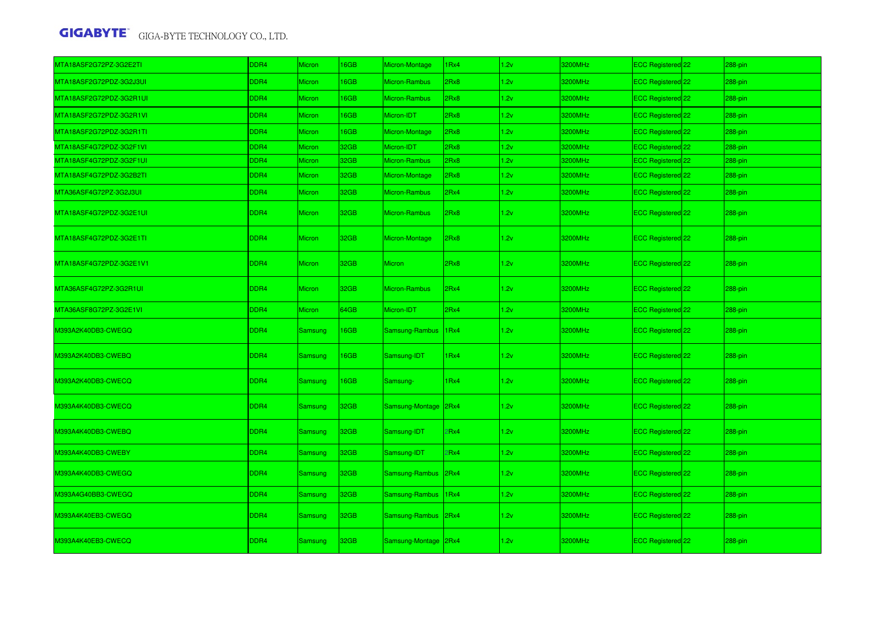| | | | | | | | | | | |
|---|---|---|---|---|---|---|---|---|---|---|
| MTA18ASF2G72PZ-3G2E2TI | DDR4 | Micron | 16GB | Micron-Montage | 1Rx4 | 1.2v | 3200MHz | ECC Registered | 22 | 288-pin |
| MTA18ASF2G72PDZ-3G2J3UI | DDR4 | Micron | 16GB | Micron-Rambus | 2Rx8 | 1.2v | 3200MHz | ECC Registered | 22 | 288-pin |
| MTA18ASF2G72PDZ-3G2R1UI | DDR4 | Micron | 16GB | Micron-Rambus | 2Rx8 | 1.2v | 3200MHz | ECC Registered | 22 | 288-pin |
| MTA18ASF2G72PDZ-3G2R1VI | DDR4 | Micron | 16GB | Micron-IDT | 2Rx8 | 1.2v | 3200MHz | ECC Registered | 22 | 288-pin |
| MTA18ASF2G72PDZ-3G2R1TI | DDR4 | Micron | 16GB | Micron-Montage | 2Rx8 | 1.2v | 3200MHz | ECC Registered | 22 | 288-pin |
| MTA18ASF4G72PDZ-3G2F1VI | DDR4 | Micron | 32GB | Micron-IDT | 2Rx8 | 1.2v | 3200MHz | ECC Registered | 22 | 288-pin |
| MTA18ASF4G72PDZ-3G2F1UI | DDR4 | Micron | 32GB | Micron-Rambus | 2Rx8 | 1.2v | 3200MHz | ECC Registered | 22 | 288-pin |
| MTA18ASF4G72PDZ-3G2B2TI | DDR4 | Micron | 32GB | Micron-Montage | 2Rx8 | 1.2v | 3200MHz | ECC Registered | 22 | 288-pin |
| MTA36ASF4G72PZ-3G2J3UI | DDR4 | Micron | 32GB | Micron-Rambus | 2Rx4 | 1.2v | 3200MHz | ECC Registered | 22 | 288-pin |
| MTA18ASF4G72PDZ-3G2E1UI | DDR4 | Micron | 32GB | Micron-Rambus | 2Rx8 | 1.2v | 3200MHz | ECC Registered | 22 | 288-pin |
| MTA18ASF4G72PDZ-3G2E1TI | DDR4 | Micron | 32GB | Micron-Montage | 2Rx8 | 1.2v | 3200MHz | ECC Registered | 22 | 288-pin |
| MTA18ASF4G72PDZ-3G2E1V1 | DDR4 | Micron | 32GB | Micron | 2Rx8 | 1.2v | 3200MHz | ECC Registered | 22 | 288-pin |
| MTA36ASF4G72PZ-3G2R1UI | DDR4 | Micron | 32GB | Micron-Rambus | 2Rx4 | 1.2v | 3200MHz | ECC Registered | 22 | 288-pin |
| MTA36ASF8G72PZ-3G2E1VI | DDR4 | Micron | 64GB | Micron-IDT | 2Rx4 | 1.2v | 3200MHz | ECC Registered | 22 | 288-pin |
| M393A2K40DB3-CWEGQ | DDR4 | Samsung | 16GB | Samsung-Rambus | 1Rx4 | 1.2v | 3200MHz | ECC Registered | 22 | 288-pin |
| M393A2K40DB3-CWEBQ | DDR4 | Samsung | 16GB | Samsung-IDT | 1Rx4 | 1.2v | 3200MHz | ECC Registered | 22 | 288-pin |
| M393A2K40DB3-CWECQ | DDR4 | Samsung | 16GB | Samsung- | 1Rx4 | 1.2v | 3200MHz | ECC Registered | 22 | 288-pin |
| M393A4K40DB3-CWECQ | DDR4 | Samsung | 32GB | Samsung-Montage | 2Rx4 | 1.2v | 3200MHz | ECC Registered | 22 | 288-pin |
| M393A4K40DB3-CWEBQ | DDR4 | Samsung | 32GB | Samsung-IDT | 2Rx4 | 1.2v | 3200MHz | ECC Registered | 22 | 288-pin |
| M393A4K40DB3-CWEBY | DDR4 | Samsung | 32GB | Samsung-IDT | 2Rx4 | 1.2v | 3200MHz | ECC Registered | 22 | 288-pin |
| M393A4K40DB3-CWEGQ | DDR4 | Samsung | 32GB | Samsung-Rambus | 2Rx4 | 1.2v | 3200MHz | ECC Registered | 22 | 288-pin |
| M393A4G40BB3-CWEGQ | DDR4 | Samsung | 32GB | Samsung-Rambus | 1Rx4 | 1.2v | 3200MHz | ECC Registered | 22 | 288-pin |
| M393A4K40EB3-CWEGQ | DDR4 | Samsung | 32GB | Samsung-Rambus | 2Rx4 | 1.2v | 3200MHz | ECC Registered | 22 | 288-pin |
| M393A4K40EB3-CWECQ | DDR4 | Samsung | 32GB | Samsung-Montage | 2Rx4 | 1.2v | 3200MHz | ECC Registered | 22 | 288-pin |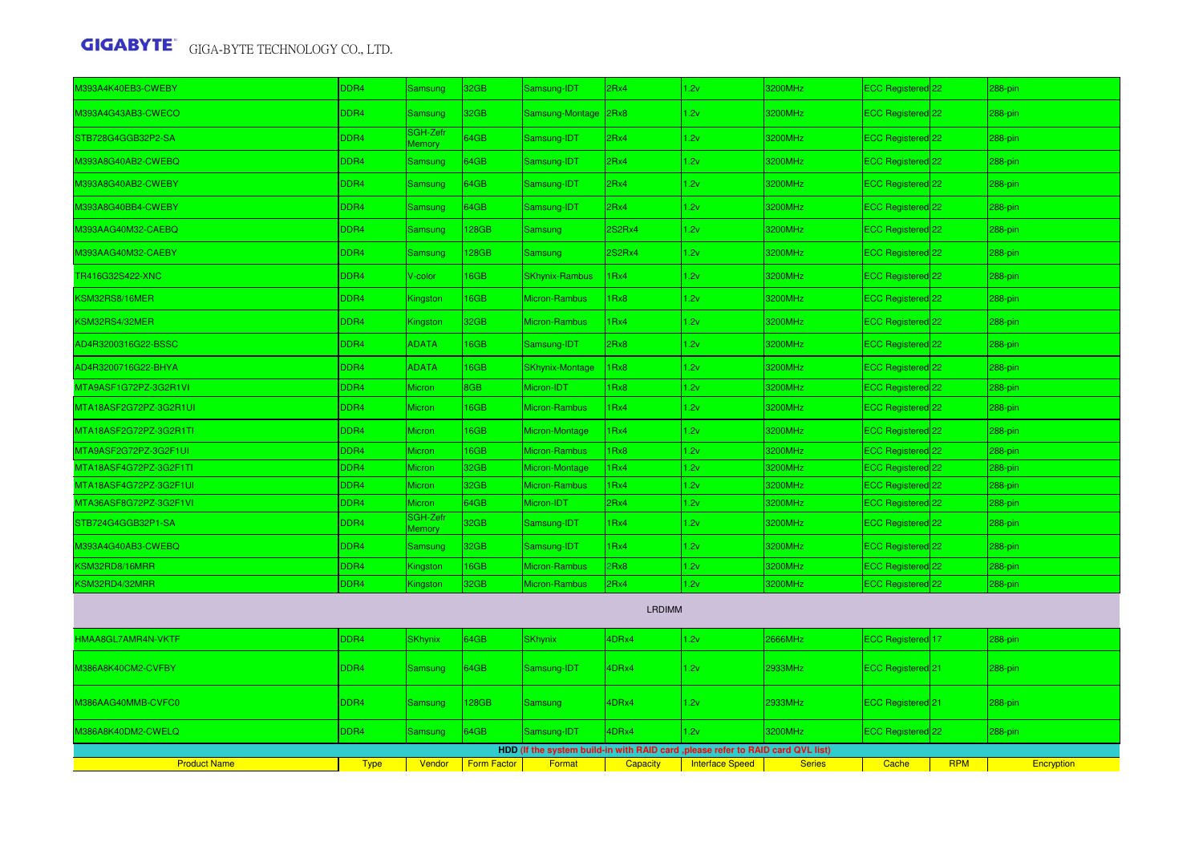| | | | | | | | | | | |
|---|---|---|---|---|---|---|---|---|---|---|
| M393A4K40EB3-CWEBY | DDR4 | Samsung | 32GB | Samsung-IDT | 2Rx4 | 1.2v | 3200MHz | ECC Registered | 22 | 288-pin |
| M393A4G43AB3-CWECO | DDR4 | Samsung | 32GB | Samsung-Montage | 2Rx8 | 1.2v | 3200MHz | ECC Registered | 22 | 288-pin |
| STB728G4GGB32P2-SA | DDR4 | SGH-Zefr Memory | 64GB | Samsung-IDT | 2Rx4 | 1.2v | 3200MHz | ECC Registered | 22 | 288-pin |
| M393A8G40AB2-CWEBQ | DDR4 | Samsung | 64GB | Samsung-IDT | 2Rx4 | 1.2v | 3200MHz | ECC Registered | 22 | 288-pin |
| M393A8G40AB2-CWEBY | DDR4 | Samsung | 64GB | Samsung-IDT | 2Rx4 | 1.2v | 3200MHz | ECC Registered | 22 | 288-pin |
| M393A8G40BB4-CWEBY | DDR4 | Samsung | 64GB | Samsung-IDT | 2Rx4 | 1.2v | 3200MHz | ECC Registered | 22 | 288-pin |
| M393AAG40M32-CAEBQ | DDR4 | Samsung | 128GB | Samsung | 2S2Rx4 | 1.2v | 3200MHz | ECC Registered | 22 | 288-pin |
| M393AAG40M32-CAEBY | DDR4 | Samsung | 128GB | Samsung | 2S2Rx4 | 1.2v | 3200MHz | ECC Registered | 22 | 288-pin |
| TR416G32S422-XNC | DDR4 | V-color | 16GB | SKhynix-Rambus | 1Rx4 | 1.2v | 3200MHz | ECC Registered | 22 | 288-pin |
| KSM32RS8/16MER | DDR4 | Kingston | 16GB | Micron-Rambus | 1Rx8 | 1.2v | 3200MHz | ECC Registered | 22 | 288-pin |
| KSM32RS4/32MER | DDR4 | Kingston | 32GB | Micron-Rambus | 1Rx4 | 1.2v | 3200MHz | ECC Registered | 22 | 288-pin |
| AD4R3200316G22-BSSC | DDR4 | ADATA | 16GB | Samsung-IDT | 2Rx8 | 1.2v | 3200MHz | ECC Registered | 22 | 288-pin |
| AD4R3200716G22-BHYA | DDR4 | ADATA | 16GB | SKhynix-Montage | 1Rx8 | 1.2v | 3200MHz | ECC Registered | 22 | 288-pin |
| MTA9ASF1G72PZ-3G2R1VI | DDR4 | Micron | 8GB | Micron-IDT | 1Rx8 | 1.2v | 3200MHz | ECC Registered | 22 | 288-pin |
| MTA18ASF2G72PZ-3G2R1UI | DDR4 | Micron | 16GB | Micron-Rambus | 1Rx4 | 1.2v | 3200MHz | ECC Registered | 22 | 288-pin |
| MTA18ASF2G72PZ-3G2R1TI | DDR4 | Micron | 16GB | Micron-Montage | 1Rx4 | 1.2v | 3200MHz | ECC Registered | 22 | 288-pin |
| MTA9ASF2G72PZ-3G2F1UI | DDR4 | Micron | 16GB | Micron-Rambus | 1Rx8 | 1.2v | 3200MHz | ECC Registered | 22 | 288-pin |
| MTA18ASF4G72PZ-3G2F1TI | DDR4 | Micron | 32GB | Micron-Montage | 1Rx4 | 1.2v | 3200MHz | ECC Registered | 22 | 288-pin |
| MTA18ASF4G72PZ-3G2F1UI | DDR4 | Micron | 32GB | Micron-Rambus | 1Rx4 | 1.2v | 3200MHz | ECC Registered | 22 | 288-pin |
| MTA36ASF8G72PZ-3G2F1VI | DDR4 | Micron | 64GB | Micron-IDT | 2Rx4 | 1.2v | 3200MHz | ECC Registered | 22 | 288-pin |
| STB724G4GGB32P1-SA | DDR4 | SGH-Zefr Memory | 32GB | Samsung-IDT | 1Rx4 | 1.2v | 3200MHz | ECC Registered | 22 | 288-pin |
| M393A4G40AB3-CWEBQ | DDR4 | Samsung | 32GB | Samsung-IDT | 1Rx4 | 1.2v | 3200MHz | ECC Registered | 22 | 288-pin |
| KSM32RD8/16MRR | DDR4 | Kingston | 16GB | Micron-Rambus | 2Rx8 | 1.2v | 3200MHz | ECC Registered | 22 | 288-pin |
| KSM32RD4/32MRR | DDR4 | Kingston | 32GB | Micron-Rambus | 2Rx4 | 1.2v | 3200MHz | ECC Registered | 22 | 288-pin |
| | | | | | LRDIMM | | | | | |
| HMAA8GL7AMR4N-VKTF | DDR4 | SKhynix | 64GB | SKhynix | 4DRx4 | 1.2v | 2666MHz | ECC Registered | 17 | 288-pin |
| M386A8K40CM2-CVFBY | DDR4 | Samsung | 64GB | Samsung-IDT | 4DRx4 | 1.2v | 2933MHz | ECC Registered | 21 | 288-pin |
| M386AAG40MMB-CVFC0 | DDR4 | Samsung | 128GB | Samsung | 4DRx4 | 1.2v | 2933MHz | ECC Registered | 21 | 288-pin |
| M386A8K40DM2-CWELQ | DDR4 | Samsung | 64GB | Samsung-IDT | 4DRx4 | 1.2v | 3200MHz | ECC Registered | 22 | 288-pin |

**HDD (If the system build-in with RAID card ,please refer to RAID card QVL list)**

| Product Name | Type | Vendor | Form Factor | Format | Capacity | Interface Speed | Series | Cache | RPM | Encryption |
|---|---|---|---|---|---|---|---|---|---|---|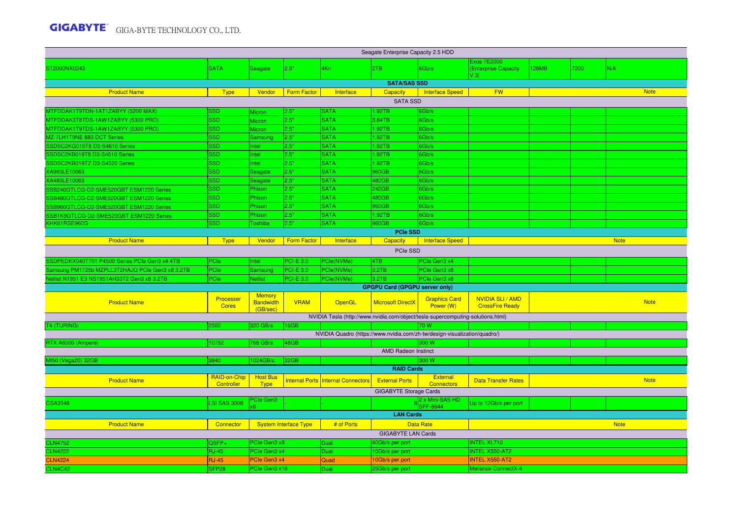| | | | | | | | | | | |
|---|---|---|---|---|---|---|---|---|---|---|
| Seagate Enterprise Capacity 2.5 HDD | | | | | | | | | | |
| ST2000NX0243 | SATA | Seagate | 2.5" | 4Kn | 2TB | 6Gb/s | Exos 7E2000 (Enterprise Capacity V.3) | 128MB | 7200 | N/A |
| **SATA/SAS SSD** | | | | | | | | | | |
| Product Name | Type | Vendor | Form Factor | Interface | Capacity | Interface Speed | FW | Note | | |
| SATA SSD | | | | | | | | | | |
| MTFDDAK1T9TDN-1AT1ZABYY (5200 MAX) | SSD | Micron | 2.5" | SATA | 1.92TB | 6Gb/s | | | | |
| MTFDDAK3T8TDS-1AW1ZABYY (5300 PRO) | SSD | Micron | 2.5" | SATA | 3.84TB | 6Gb/s | | | | |
| MTFDDAK1T9TDS-1AW1ZABYY (5300 PRO) | SSD | Micron | 2.5" | SATA | 1.92TB | 6Gb/s | | | | |
| MZ-7LH1T9NE 883 DCT Series | SSD | Samsung | 2.5" | SATA | 1.92TB | 6Gb/s | | | | |
| SSDSC2KG019T8 D3-S4610 Series | SSD | Intel | 2.5" | SATA | 1.92TB | 6Gb/s | | | | |
| SSDSC2KB019T8 D3-S4510 Series | SSD | Intel | 2.5" | SATA | 1.92TB | 6Gb/s | | | | |
| SSDSC2KB019TZ D3-S4520 Series | SSD | Intel | 2.5" | SATA | 1.92TB | 6Gb/s | | | | |
| XA960LE10063 | SSD | Seagate | 2.5" | SATA | 960GB | 6Gb/s | | | | |
| XA480LE10063 | SSD | Seagate | 2.5" | SATA | 480GB | 6Gb/s | | | | |
| SSB240GTLCG-D2-SME520GBT ESM1220 Series | SSD | Phison | 2.5" | SATA | 240GB | 6Gb/s | | | | |
| SSB480GTLCG-D2-SME520GBT ESM1220 Series | SSD | Phison | 2.5" | SATA | 480GB | 6Gb/s | | | | |
| SSB960GTLCG-D2-SME520GBT ESM1220 Series | SSD | Phison | 2.5" | SATA | 960GB | 6Gb/s | | | | |
| SSB1K9GTLCG-D2-SME520GBT ESM1220 Series | SSD | Phison | 2.5" | SATA | 1.92TB | 6Gb/s | | | | |
| KHK61RSE960G | SSD | Toshiba | 2.5" | SATA | 960GB | 6Gb/s | | | | |
| **PCIe SSD** | | | | | | | | | | |
| Product Name | Type | Vendor | Form Factor | Interface | Capacity | Interface Speed | Note | | | |
| PCIe SSD | | | | | | | | | | |
| SSDPEDKX040T701 P4500 Series PCIe Gen3 x4 4TB | PCIe | Intel | PCI-E 3.0 | PCIe(NVMe) | 4TB | PCIe Gen3 x4 | | | | |
| Samsung PM1725b MZPLL3T2HAJQ PCIe Gen3 x8 3.2TB | PCIe | Samsung | PCI-E 3.0 | PCIe(NVMe) | 3.2TB | PCIe Gen3 x8 | | | | |
| Netlist N1951 E3 NS1951AH33T2 Gen3 x8 3.2TB | PCIe | Netlist | PCI-E 3.0 | PCIe(NVMe) | 3.2TB | PCIe Gen3 x8 | | | | |
| **GPGPU Card (GPGPU server only)** | | | | | | | | | | |
| Product Name | Processer Cores | Memory Bandwidth (GB/sec) | VRAM | OpenGL | Microsoft DirectX | Graphics Card Power (W) | NVIDIA SLI / AMD CrossFire Ready | Note | | |
| NVIDIA Tesla (http://www.nvidia.com/object/tesla-supercomputing-solutions.html) | | | | | | | | | | |
| T4 (TURING) | 2560 | 320 GB/s | 16GB | | | 70 W | | | | |
| NVIDIA Quadro (https://www.nvidia.com/zh-tw/design-visualization/quadro/) | | | | | | | | | | |
| RTX A6000 (Ampere) | 10752 | 768 GB/s | 48GB | | | 300 W | | | | |
| AMD Radeon Instinct | | | | | | | | | | |
| MI50 (Vega20) 32GB | 3840 | 1024GB/s | 32GB | | | 300 W | | | | |
| **RAID Cards** | | | | | | | | | | |
| Product Name | RAID-on-Chip Controller | Host Bus Type | Internal Ports | Internal Connectors | External Ports | External Connectors | Data Transfer Rates | Note | | |
| GIGABYTE Storage Cards | | | | | | | | | | |
| CSA3548 | LSI SAS 3008 | PCIe Gen3 x8 | - | - | 8 | 2 x Mini-SAS HD SFF-8644 | Up to 12Gb/s per port | | | |
| **LAN Cards** | | | | | | | | | | |
| Product Name | Connector | System Interface Type | | # of Ports | Data Rate | | Note | | | |
| GIGABYTE LAN Cards | | | | | | | | | | |
| CLN4752 | QSFP+ | PCIe Gen3 x8 | | Dual | 40Gb/s per port | | INTEL XL710 | | | |
| CLN4222 | RJ-45 | PCIe Gen3 x4 | | Dual | 10Gb/s per port | | INTEL X550-AT2 | | | |
| CLN4224 | RJ-45 | PCIe Gen3 x4 | | Quad | 10Gb/s per port | | INTEL X550-AT2 | | | |
| CLN4C42 | SFP28 | PCIe Gen3 x16 | | Dual | 25Gb/s per port | | Mellanox ConnectX-4 | | | |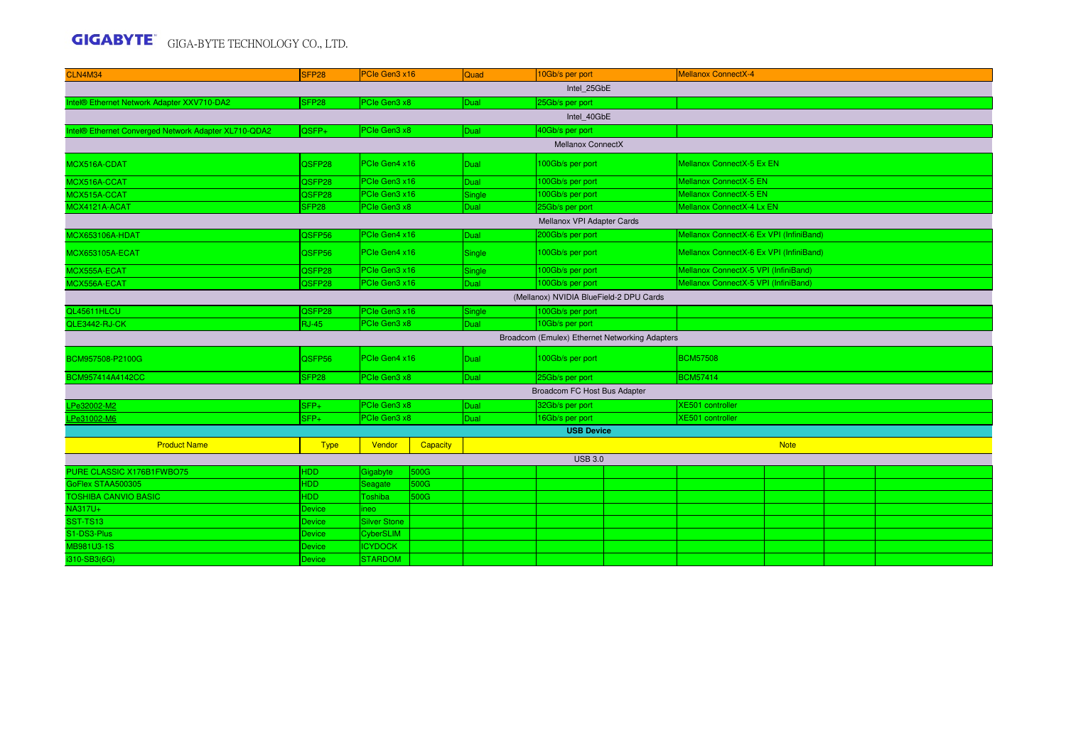| | | | | | |
|---|---|---|---|---|---|
| CLN4M34 | SFP28 | PCIe Gen3 x16 | Quad | 10Gb/s per port | Mellanox ConnectX-4 |
| Intel_25GbE | | | | | |
| Intel® Ethernet Network Adapter XXV710-DA2 | SFP28 | PCIe Gen3 x8 | Dual | 25Gb/s per port | |
| Intel_40GbE | | | | | |
| Intel® Ethernet Converged Network Adapter XL710-QDA2 | QSFP+ | PCIe Gen3 x8 | Dual | 40Gb/s per port | |
| Mellanox ConnectX | | | | | |
| MCX516A-CDAT | QSFP28 | PCIe Gen4 x16 | Dual | 100Gb/s per port | Mellanox ConnectX-5 Ex EN |
| MCX516A-CCAT | QSFP28 | PCIe Gen3 x16 | Dual | 100Gb/s per port | Mellanox ConnectX-5 EN |
| MCX515A-CCAT | QSFP28 | PCIe Gen3 x16 | Single | 100Gb/s per port | Mellanox ConnectX-5 EN |
| MCX4121A-ACAT | SFP28 | PCIe Gen3 x8 | Dual | 25Gb/s per port | Mellanox ConnectX-4 Lx EN |
| Mellanox VPI Adapter Cards | | | | | |
| MCX653106A-HDAT | QSFP56 | PCIe Gen4 x16 | Dual | 200Gb/s per port | Mellanox ConnectX-6 Ex VPI (InfiniBand) |
| MCX653105A-ECAT | QSFP56 | PCIe Gen4 x16 | Single | 100Gb/s per port | Mellanox ConnectX-6 Ex VPI (InfiniBand) |
| MCX555A-ECAT | QSFP28 | PCIe Gen3 x16 | Single | 100Gb/s per port | Mellanox ConnectX-5 VPI (InfiniBand) |
| MCX556A-ECAT | QSFP28 | PCIe Gen3 x16 | Dual | 100Gb/s per port | Mellanox ConnectX-5 VPI (InfiniBand) |
| (Mellanox) NVIDIA BlueField-2 DPU Cards | | | | | |
| QL45611HLCU | QSFP28 | PCIe Gen3 x16 | Single | 100Gb/s per port | |
| QLE3442-RJ-CK | RJ-45 | PCIe Gen3 x8 | Dual | 10Gb/s per port | |
| Broadcom (Emulex) Ethernet Networking Adapters | | | | | |
| BCM957508-P2100G | QSFP56 | PCIe Gen4 x16 | Dual | 100Gb/s per port | BCM57508 |
| BCM957414A4142CC | SFP28 | PCIe Gen3 x8 | Dual | 25Gb/s per port | BCM57414 |
| Broadcom FC Host Bus Adapter | | | | | |
| LPe32002-M2 | SFP+ | PCIe Gen3 x8 | Dual | 32Gb/s per port | XE501 controller |
| LPe31002-M6 | SFP+ | PCIe Gen3 x8 | Dual | 16Gb/s per port | XE501 controller |

**USB Device**

| Product Name | Type | Vendor | Capacity | Note |
|---|---|---|---|---|
| USB 3.0 | | | | |
| PURE CLASSIC X176B1FWBO75 | HDD | Gigabyte | 500G | |
| GoFlex STAA500305 | HDD | Seagate | 500G | |
| TOSHIBA CANVIO BASIC | HDD | Toshiba | 500G | |
| NA317U+ | Device | ineo | | |
| SST-TS13 | Device | Silver Stone | | |
| S1-DS3-Plus | Device | CyberSLIM | | |
| MB981U3-1S | Device | ICYDOCK | | |
| i310-SB3(6G) | Device | STARDOM | | |